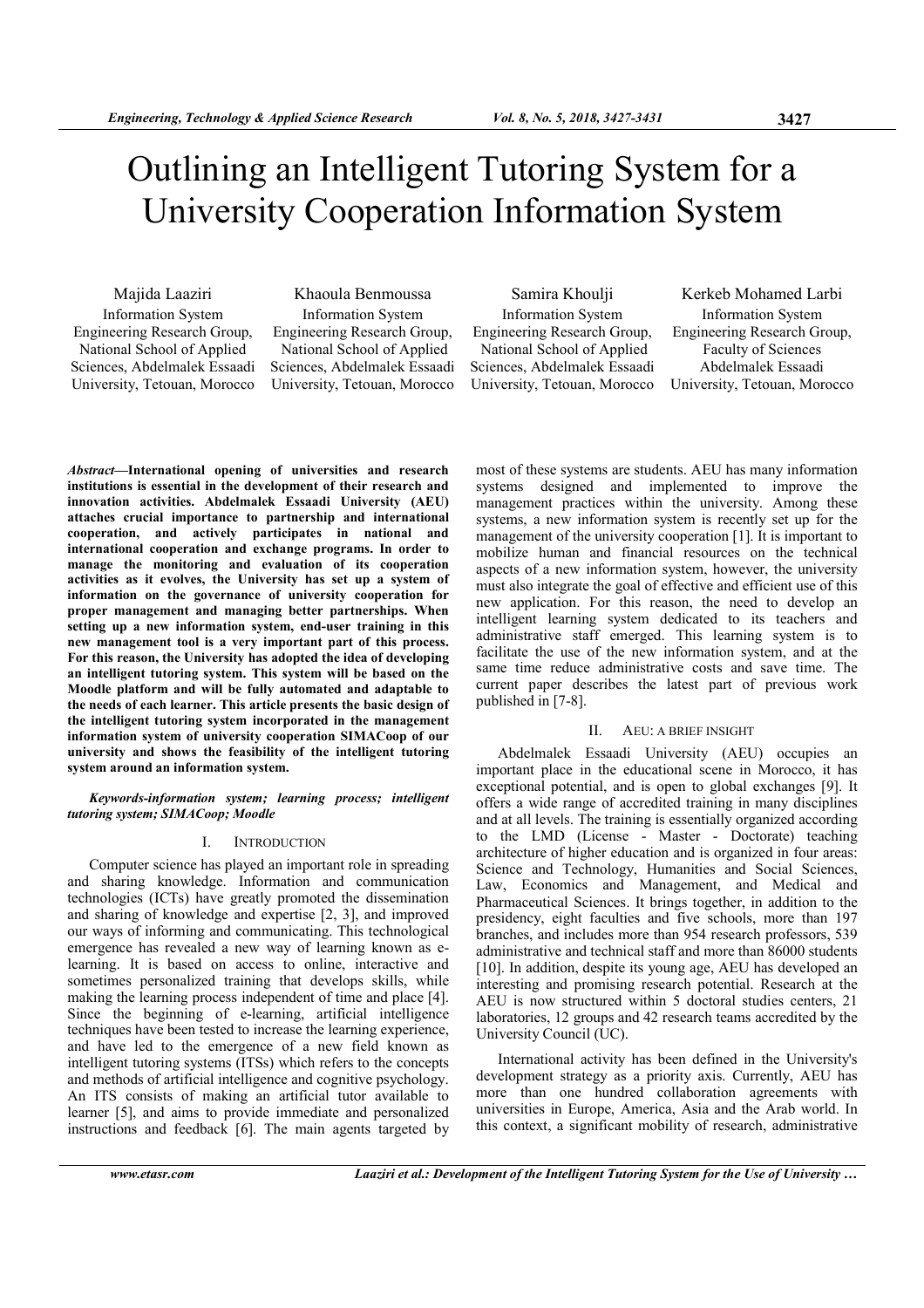# Outlining an Intelligent Tutoring System for a University Cooperation Information System

Majida Laaziri
Information System Engineering Research Group, National School of Applied Sciences, Abdelmalek Essaadi University, Tetouan, Morocco

Khaoula Benmoussa
Information System Engineering Research Group, National School of Applied Sciences, Abdelmalek Essaadi University, Tetouan, Morocco

Samira Khoulji
Information System Engineering Research Group, National School of Applied Sciences, Abdelmalek Essaadi University, Tetouan, Morocco

Kerkeb Mohamed Larbi
Information System Engineering Research Group, Faculty of Sciences Abdelmalek Essaadi University, Tetouan, Morocco

***Abstract*—International opening of universities and research institutions is essential in the development of their research and innovation activities. Abdelmalek Essaadi University (AEU) attaches crucial importance to partnership and international cooperation, and actively participates in national and international cooperation and exchange programs. In order to manage the monitoring and evaluation of its cooperation activities as it evolves, the University has set up a system of information on the governance of university cooperation for proper management and managing better partnerships. When setting up a new information system, end-user training in this new management tool is a very important part of this process. For this reason, the University has adopted the idea of developing an intelligent tutoring system. This system will be based on the Moodle platform and will be fully automated and adaptable to the needs of each learner. This article presents the basic design of the intelligent tutoring system incorporated in the management information system of university cooperation SIMACoop of our university and shows the feasibility of the intelligent tutoring system around an information system.**

***Keywords-information system; learning process; intelligent tutoring system; SIMACoop; Moodle***

## I. Introduction

Computer science has played an important role in spreading and sharing knowledge. Information and communication technologies (ICTs) have greatly promoted the dissemination and sharing of knowledge and expertise [2, 3], and improved our ways of informing and communicating. This technological emergence has revealed a new way of learning known as e-learning. It is based on access to online, interactive and sometimes personalized training that develops skills, while making the learning process independent of time and place [4]. Since the beginning of e-learning, artificial intelligence techniques have been tested to increase the learning experience, and have led to the emergence of a new field known as intelligent tutoring systems (ITSs) which refers to the concepts and methods of artificial intelligence and cognitive psychology. An ITS consists of making an artificial tutor available to learner [5], and aims to provide immediate and personalized instructions and feedback [6]. The main agents targeted by most of these systems are students. AEU has many information systems designed and implemented to improve the management practices within the university. Among these systems, a new information system is recently set up for the management of the university cooperation [1]. It is important to mobilize human and financial resources on the technical aspects of a new information system, however, the university must also integrate the goal of effective and efficient use of this new application. For this reason, the need to develop an intelligent learning system dedicated to its teachers and administrative staff emerged. This learning system is to facilitate the use of the new information system, and at the same time reduce administrative costs and save time. The current paper describes the latest part of previous work published in [7-8].

## II. AEU: a Brief Insight

Abdelmalek Essaadi University (AEU) occupies an important place in the educational scene in Morocco, it has exceptional potential, and is open to global exchanges [9]. It offers a wide range of accredited training in many disciplines and at all levels. The training is essentially organized according to the LMD (License - Master - Doctorate) teaching architecture of higher education and is organized in four areas: Science and Technology, Humanities and Social Sciences, Law, Economics and Management, and Medical and Pharmaceutical Sciences. It brings together, in addition to the presidency, eight faculties and five schools, more than 197 branches, and includes more than 954 research professors, 539 administrative and technical staff and more than 86000 students [10]. In addition, despite its young age, AEU has developed an interesting and promising research potential. Research at the AEU is now structured within 5 doctoral studies centers, 21 laboratories, 12 groups and 42 research teams accredited by the University Council (UC).

International activity has been defined in the University's development strategy as a priority axis. Currently, AEU has more than one hundred collaboration agreements with universities in Europe, America, Asia and the Arab world. In this context, a significant mobility of research, administrative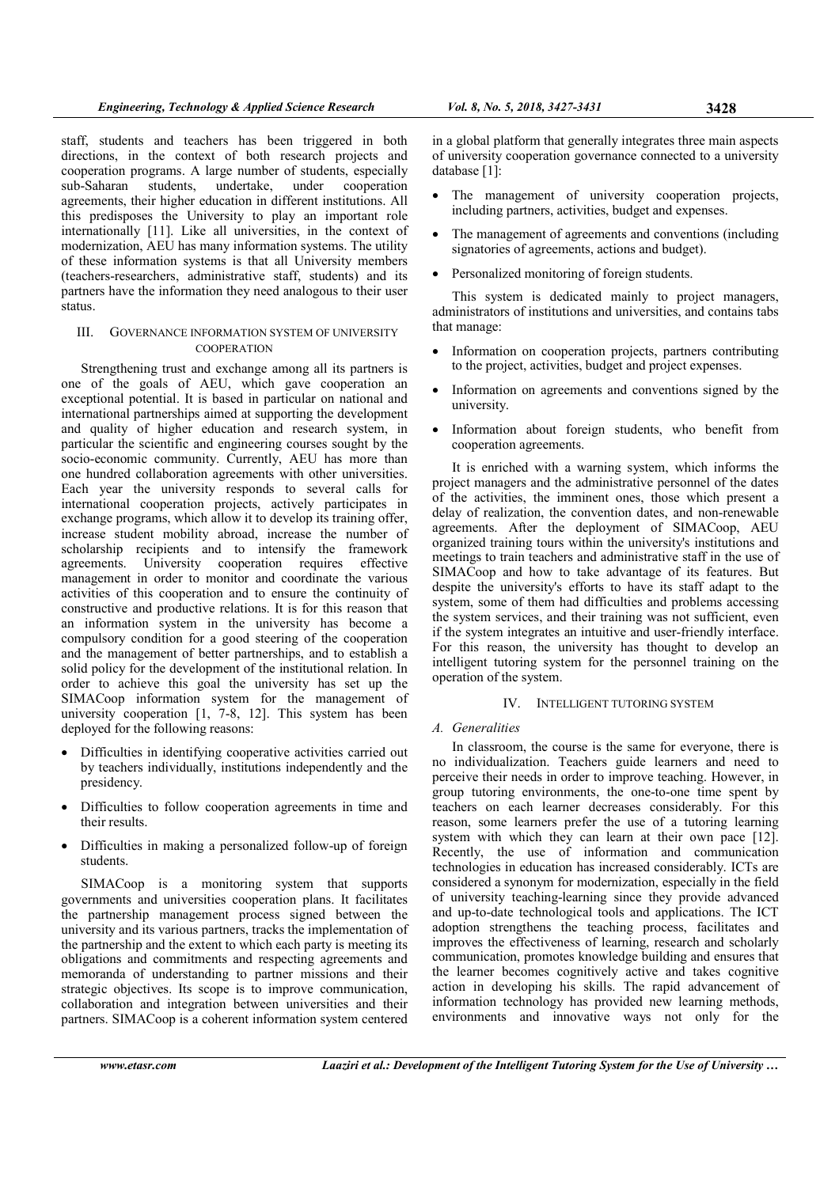staff, students and teachers has been triggered in both directions, in the context of both research projects and cooperation programs. A large number of students, especially sub-Saharan students, undertake, under cooperation agreements, their higher education in different institutions. All this predisposes the University to play an important role internationally [11]. Like all universities, in the context of modernization, AEU has many information systems. The utility of these information systems is that all University members (teachers-researchers, administrative staff, students) and its partners have the information they need analogous to their user status.

## III. GOVERNANCE INFORMATION SYSTEM OF UNIVERSITY COOPERATION

Strengthening trust and exchange among all its partners is one of the goals of AEU, which gave cooperation an exceptional potential. It is based in particular on national and international partnerships aimed at supporting the development and quality of higher education and research system, in particular the scientific and engineering courses sought by the socio-economic community. Currently, AEU has more than one hundred collaboration agreements with other universities. Each year the university responds to several calls for international cooperation projects, actively participates in exchange programs, which allow it to develop its training offer, increase student mobility abroad, increase the number of scholarship recipients and to intensify the framework agreements. University cooperation requires effective management in order to monitor and coordinate the various activities of this cooperation and to ensure the continuity of constructive and productive relations. It is for this reason that an information system in the university has become a compulsory condition for a good steering of the cooperation and the management of better partnerships, and to establish a solid policy for the development of the institutional relation. In order to achieve this goal the university has set up the SIMACoop information system for the management of university cooperation [1, 7-8, 12]. This system has been deployed for the following reasons:

- Difficulties in identifying cooperative activities carried out by teachers individually, institutions independently and the presidency.
- Difficulties to follow cooperation agreements in time and their results.
- Difficulties in making a personalized follow-up of foreign students.

SIMACoop is a monitoring system that supports governments and universities cooperation plans. It facilitates the partnership management process signed between the university and its various partners, tracks the implementation of the partnership and the extent to which each party is meeting its obligations and commitments and respecting agreements and memoranda of understanding to partner missions and their strategic objectives. Its scope is to improve communication, collaboration and integration between universities and their partners. SIMACoop is a coherent information system centered in a global platform that generally integrates three main aspects of university cooperation governance connected to a university database [1]:

- The management of university cooperation projects, including partners, activities, budget and expenses.
- The management of agreements and conventions (including signatories of agreements, actions and budget).
- Personalized monitoring of foreign students.

This system is dedicated mainly to project managers, administrators of institutions and universities, and contains tabs that manage:

- Information on cooperation projects, partners contributing to the project, activities, budget and project expenses.
- Information on agreements and conventions signed by the university.
- Information about foreign students, who benefit from cooperation agreements.

It is enriched with a warning system, which informs the project managers and the administrative personnel of the dates of the activities, the imminent ones, those which present a delay of realization, the convention dates, and non-renewable agreements. After the deployment of SIMACoop, AEU organized training tours within the university's institutions and meetings to train teachers and administrative staff in the use of SIMACoop and how to take advantage of its features. But despite the university's efforts to have its staff adapt to the system, some of them had difficulties and problems accessing the system services, and their training was not sufficient, even if the system integrates an intuitive and user-friendly interface. For this reason, the university has thought to develop an intelligent tutoring system for the personnel training on the operation of the system.

## IV. INTELLIGENT TUTORING SYSTEM

### *A. Generalities*

In classroom, the course is the same for everyone, there is no individualization. Teachers guide learners and need to perceive their needs in order to improve teaching. However, in group tutoring environments, the one-to-one time spent by teachers on each learner decreases considerably. For this reason, some learners prefer the use of a tutoring learning system with which they can learn at their own pace [12]. Recently, the use of information and communication technologies in education has increased considerably. ICTs are considered a synonym for modernization, especially in the field of university teaching-learning since they provide advanced and up-to-date technological tools and applications. The ICT adoption strengthens the teaching process, facilitates and improves the effectiveness of learning, research and scholarly communication, promotes knowledge building and ensures that the learner becomes cognitively active and takes cognitive action in developing his skills. The rapid advancement of information technology has provided new learning methods, environments and innovative ways not only for the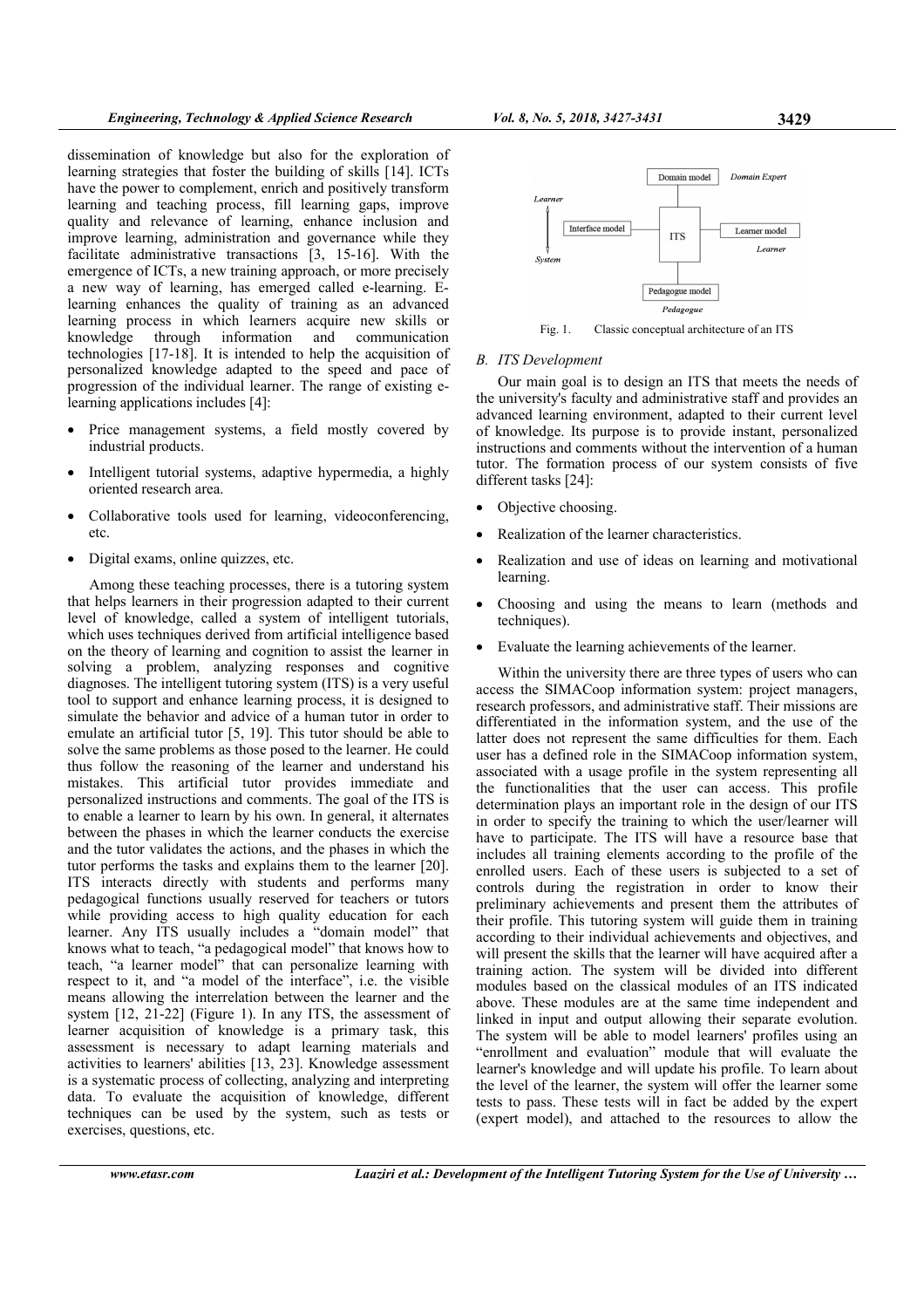dissemination of knowledge but also for the exploration of learning strategies that foster the building of skills [14]. ICTs have the power to complement, enrich and positively transform learning and teaching process, fill learning gaps, improve quality and relevance of learning, enhance inclusion and improve learning, administration and governance while they facilitate administrative transactions [3, 15-16]. With the emergence of ICTs, a new training approach, or more precisely a new way of learning, has emerged called e-learning. E-learning enhances the quality of training as an advanced learning process in which learners acquire new skills or knowledge through information and communication technologies [17-18]. It is intended to help the acquisition of personalized knowledge adapted to the speed and pace of progression of the individual learner. The range of existing e-learning applications includes [4]:

- Price management systems, a field mostly covered by industrial products.
- Intelligent tutorial systems, adaptive hypermedia, a highly oriented research area.
- Collaborative tools used for learning, videoconferencing, etc.
- Digital exams, online quizzes, etc.

Among these teaching processes, there is a tutoring system that helps learners in their progression adapted to their current level of knowledge, called a system of intelligent tutorials, which uses techniques derived from artificial intelligence based on the theory of learning and cognition to assist the learner in solving a problem, analyzing responses and cognitive diagnoses. The intelligent tutoring system (ITS) is a very useful tool to support and enhance learning process, it is designed to simulate the behavior and advice of a human tutor in order to emulate an artificial tutor [5, 19]. This tutor should be able to solve the same problems as those posed to the learner. He could thus follow the reasoning of the learner and understand his mistakes. This artificial tutor provides immediate and personalized instructions and comments. The goal of the ITS is to enable a learner to learn by his own. In general, it alternates between the phases in which the learner conducts the exercise and the tutor validates the actions, and the phases in which the tutor performs the tasks and explains them to the learner [20]. ITS interacts directly with students and performs many pedagogical functions usually reserved for teachers or tutors while providing access to high quality education for each learner. Any ITS usually includes a "domain model" that knows what to teach, "a pedagogical model" that knows how to teach, "a learner model" that can personalize learning with respect to it, and "a model of the interface", i.e. the visible means allowing the interrelation between the learner and the system [12, 21-22] (Figure 1). In any ITS, the assessment of learner acquisition of knowledge is a primary task, this assessment is necessary to adapt learning materials and activities to learners' abilities [13, 23]. Knowledge assessment is a systematic process of collecting, analyzing and interpreting data. To evaluate the acquisition of knowledge, different techniques can be used by the system, such as tests or exercises, questions, etc.

Fig. 1. Classic conceptual architecture of an ITS

### *B. ITS Development*

Our main goal is to design an ITS that meets the needs of the university's faculty and administrative staff and provides an advanced learning environment, adapted to their current level of knowledge. Its purpose is to provide instant, personalized instructions and comments without the intervention of a human tutor. The formation process of our system consists of five different tasks [24]:

- Objective choosing.
- Realization of the learner characteristics.
- Realization and use of ideas on learning and motivational learning.
- Choosing and using the means to learn (methods and techniques).
- Evaluate the learning achievements of the learner.

Within the university there are three types of users who can access the SIMACoop information system: project managers, research professors, and administrative staff. Their missions are differentiated in the information system, and the use of the latter does not represent the same difficulties for them. Each user has a defined role in the SIMACoop information system, associated with a usage profile in the system representing all the functionalities that the user can access. This profile determination plays an important role in the design of our ITS in order to specify the training to which the user/learner will have to participate. The ITS will have a resource base that includes all training elements according to the profile of the enrolled users. Each of these users is subjected to a set of controls during the registration in order to know their preliminary achievements and present them the attributes of their profile. This tutoring system will guide them in training according to their individual achievements and objectives, and will present the skills that the learner will have acquired after a training action. The system will be divided into different modules based on the classical modules of an ITS indicated above. These modules are at the same time independent and linked in input and output allowing their separate evolution. The system will be able to model learners' profiles using an "enrollment and evaluation" module that will evaluate the learner's knowledge and will update his profile. To learn about the level of the learner, the system will offer the learner some tests to pass. These tests will in fact be added by the expert (expert model), and attached to the resources to allow the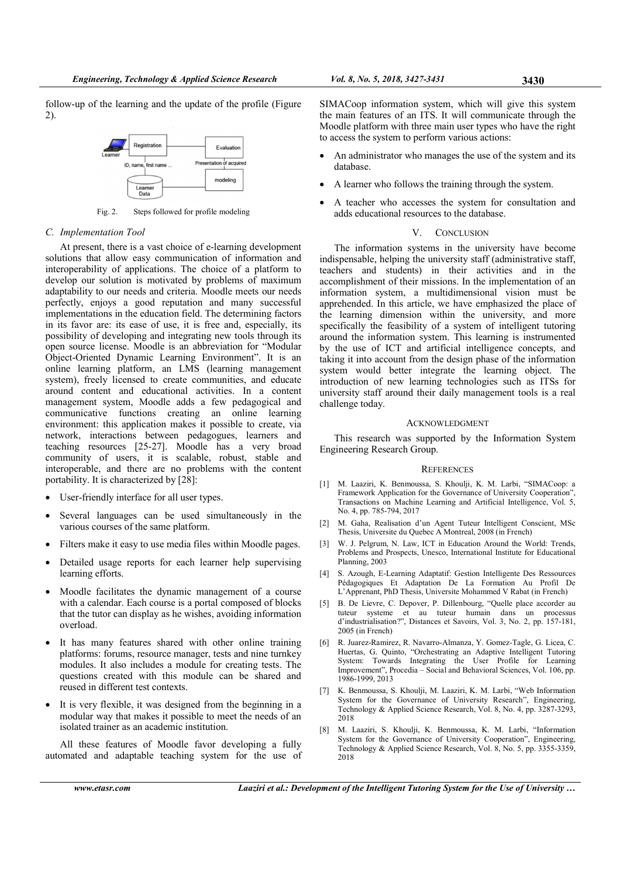follow-up of the learning and the update of the profile (Figure 2).

Fig. 2. Steps followed for profile modeling

### C. Implementation Tool

At present, there is a vast choice of e-learning development solutions that allow easy communication of information and interoperability of applications. The choice of a platform to develop our solution is motivated by problems of maximum adaptability to our needs and criteria. Moodle meets our needs perfectly, enjoys a good reputation and many successful implementations in the education field. The determining factors in its favor are: its ease of use, it is free and, especially, its possibility of developing and integrating new tools through its open source license. Moodle is an abbreviation for "Modular Object-Oriented Dynamic Learning Environment". It is an online learning platform, an LMS (learning management system), freely licensed to create communities, and educate around content and educational activities. In a content management system, Moodle adds a few pedagogical and communicative functions creating an online learning environment: this application makes it possible to create, via network, interactions between pedagogues, learners and teaching resources [25-27]. Moodle has a very broad community of users, it is scalable, robust, stable and interoperable, and there are no problems with the content portability. It is characterized by [28]:

- User-friendly interface for all user types.
- Several languages can be used simultaneously in the various courses of the same platform.
- Filters make it easy to use media files within Moodle pages.
- Detailed usage reports for each learner help supervising learning efforts.
- Moodle facilitates the dynamic management of a course with a calendar. Each course is a portal composed of blocks that the tutor can display as he wishes, avoiding information overload.
- It has many features shared with other online training platforms: forums, resource manager, tests and nine turnkey modules. It also includes a module for creating tests. The questions created with this module can be shared and reused in different test contexts.
- It is very flexible, it was designed from the beginning in a modular way that makes it possible to meet the needs of an isolated trainer as an academic institution.

All these features of Moodle favor developing a fully automated and adaptable teaching system for the use of SIMACoop information system, which will give this system the main features of an ITS. It will communicate through the Moodle platform with three main user types who have the right to access the system to perform various actions:

- An administrator who manages the use of the system and its database.
- A learner who follows the training through the system.
- A teacher who accesses the system for consultation and adds educational resources to the database.

## V. CONCLUSION

The information systems in the university have become indispensable, helping the university staff (administrative staff, teachers and students) in their activities and in the accomplishment of their missions. In the implementation of an information system, a multidimensional vision must be apprehended. In this article, we have emphasized the place of the learning dimension within the university, and more specifically the feasibility of a system of intelligent tutoring around the information system. This learning is instrumented by the use of ICT and artificial intelligence concepts, and taking it into account from the design phase of the information system would better integrate the learning object. The introduction of new learning technologies such as ITSs for university staff around their daily management tools is a real challenge today.

## ACKNOWLEDGMENT

This research was supported by the Information System Engineering Research Group.

## REFERENCES

[1] M. Laaziri, K. Benmoussa, S. Khoulji, K. M. Larbi, "SIMACoop: a Framework Application for the Governance of University Cooperation", Transactions on Machine Learning and Artificial Intelligence, Vol. 5, No. 4, pp. 785-794, 2017

[2] M. Gaha, Realisation d'un Agent Tuteur Intelligent Conscient, MSc Thesis, Universite du Quebec A Montreal, 2008 (in French)

[3] W. J. Pelgrum, N. Law, ICT in Education Around the World: Trends, Problems and Prospects, Unesco, International Institute for Educational Planning, 2003

[4] S. Azough, E-Learning Adaptatif: Gestion Intelligente Des Ressources Pédagogiques Et Adaptation De La Formation Au Profil De L'Apprenant, PhD Thesis, Universite Mohammed V Rabat (in French)

[5] B. De Lievre, C. Depover, P. Dillenbourg, "Quelle place accorder au tuteur systeme et au tuteur humain dans un processus d'industrialisation?", Distances et Savoirs, Vol. 3, No. 2, pp. 157-181, 2005 (in French)

[6] R. Juarez-Ramirez, R. Navarro-Almanza, Y. Gomez-Tagle, G. Licea, C. Huertas, G. Quinto, "Orchestrating an Adaptive Intelligent Tutoring System: Towards Integrating the User Profile for Learning Improvement", Procedia – Social and Behavioral Sciences, Vol. 106, pp. 1986-1999, 2013

[7] K. Benmoussa, S. Khoulji, M. Laaziri, K. M. Larbi, "Web Information System for the Governance of University Research", Engineering, Technology & Applied Science Research, Vol. 8, No. 4, pp. 3287-3293, 2018

[8] M. Laaziri, S. Khoulji, K. Benmoussa, K. M. Larbi, "Information System for the Governance of University Cooperation", Engineering, Technology & Applied Science Research, Vol. 8, No. 5, pp. 3355-3359, 2018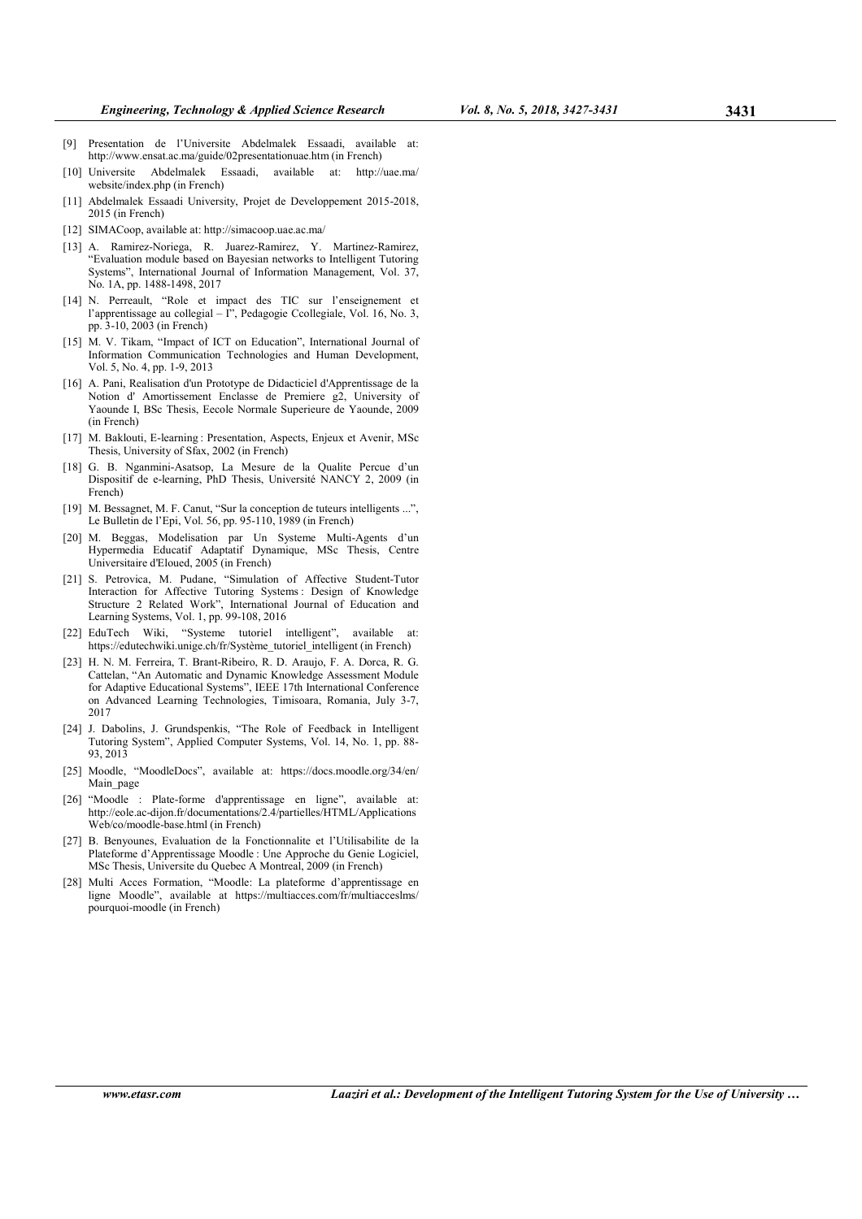[9] Presentation de l'Universite Abdelmalek Essaadi, available at: http://www.ensat.ac.ma/guide/02presentationuae.htm (in French)

[10] Universite Abdelmalek Essaadi, available at: http://uae.ma/website/index.php (in French)

[11] Abdelmalek Essaadi University, Projet de Developpement 2015-2018, 2015 (in French)

[12] SIMACoop, available at: http://simacoop.uae.ac.ma/

[13] A. Ramirez-Noriega, R. Juarez-Ramirez, Y. Martinez-Ramirez, "Evaluation module based on Bayesian networks to Intelligent Tutoring Systems", International Journal of Information Management, Vol. 37, No. 1A, pp. 1488-1498, 2017

[14] N. Perreault, "Role et impact des TIC sur l'enseignement et l'apprentissage au collegial – I", Pedagogie Ccollegiale, Vol. 16, No. 3, pp. 3-10, 2003 (in French)

[15] M. V. Tikam, "Impact of ICT on Education", International Journal of Information Communication Technologies and Human Development, Vol. 5, No. 4, pp. 1-9, 2013

[16] A. Pani, Realisation d'un Prototype de Didacticiel d'Apprentissage de la Notion d' Amortissement Enclasse de Premiere g2, University of Yaounde I, BSc Thesis, Eecole Normale Superieure de Yaounde, 2009 (in French)

[17] M. Baklouti, E-learning : Presentation, Aspects, Enjeux et Avenir, MSc Thesis, University of Sfax, 2002 (in French)

[18] G. B. Nganmini-Asatsop, La Mesure de la Qualite Percue d'un Dispositif de e-learning, PhD Thesis, Université NANCY 2, 2009 (in French)

[19] M. Bessagnet, M. F. Canut, "Sur la conception de tuteurs intelligents ...", Le Bulletin de l'Epi, Vol. 56, pp. 95-110, 1989 (in French)

[20] M. Beggas, Modelisation par Un Systeme Multi-Agents d'un Hypermedia Educatif Adaptatif Dynamique, MSc Thesis, Centre Universitaire d'Eloued, 2005 (in French)

[21] S. Petrovica, M. Pudane, "Simulation of Affective Student-Tutor Interaction for Affective Tutoring Systems : Design of Knowledge Structure 2 Related Work", International Journal of Education and Learning Systems, Vol. 1, pp. 99-108, 2016

[22] EduTech Wiki, "Systeme tutoriel intelligent", available at: https://edutechwiki.unige.ch/fr/Système_tutoriel_intelligent (in French)

[23] H. N. M. Ferreira, T. Brant-Ribeiro, R. D. Araujo, F. A. Dorca, R. G. Cattelan, "An Automatic and Dynamic Knowledge Assessment Module for Adaptive Educational Systems", IEEE 17th International Conference on Advanced Learning Technologies, Timisoara, Romania, July 3-7, 2017

[24] J. Dabolins, J. Grundspenkis, "The Role of Feedback in Intelligent Tutoring System", Applied Computer Systems, Vol. 14, No. 1, pp. 88-93, 2013

[25] Moodle, "MoodleDocs", available at: https://docs.moodle.org/34/en/Main_page

[26] "Moodle : Plate-forme d'apprentissage en ligne", available at: http://eole.ac-dijon.fr/documentations/2.4/partielles/HTML/ApplicationsWeb/co/moodle-base.html (in French)

[27] B. Benyounes, Evaluation de la Fonctionnalite et l'Utilisabilite de la Plateforme d'Apprentissage Moodle : Une Approche du Genie Logiciel, MSc Thesis, Universite du Quebec A Montreal, 2009 (in French)

[28] Multi Acces Formation, "Moodle: La plateforme d'apprentissage en ligne Moodle", available at https://multiacces.com/fr/multiacceslms/pourquoi-moodle (in French)